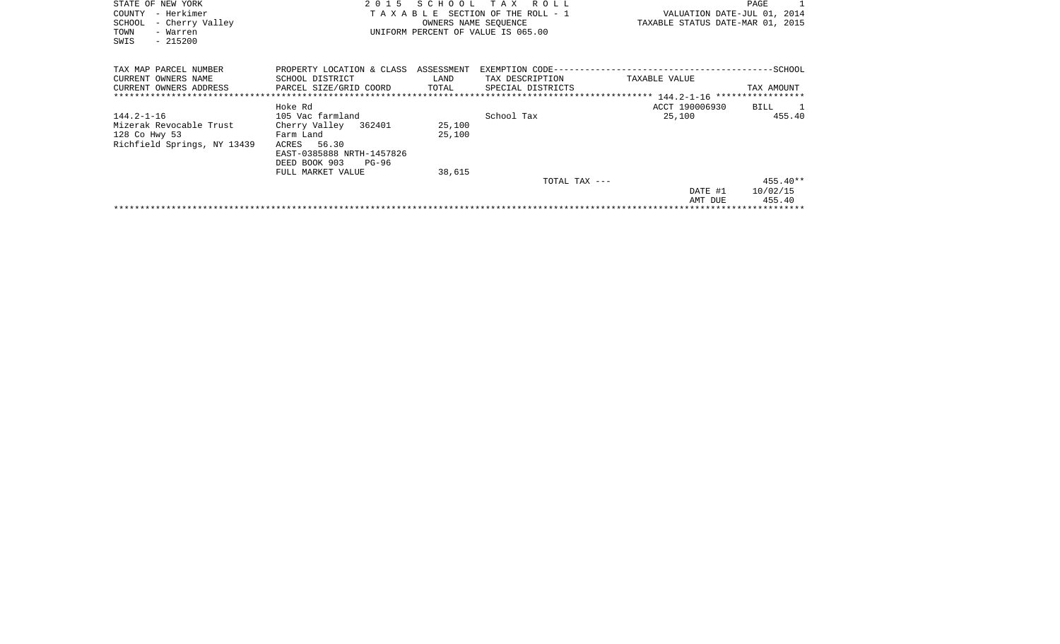STATE OF NEW YORK
COUNTY - Herkimer
SCHOOL - Cherry Valley
TOWN - Warren
SWIS - 215200

2 0 1 5 S C H O O L T A X R O L L
T A X A B L E SECTION OF THE ROLL - 1
OWNERS NAME SEQUENCE
UNIFORM PERCENT OF VALUE IS 065.00

VALUATION DATE-JUL 01, 2014
TAXABLE STATUS DATE-MAR 01, 2015

| TAX MAP PARCEL NUMBER / CURRENT OWNERS NAME / CURRENT OWNERS ADDRESS | PROPERTY LOCATION & CLASS / SCHOOL DISTRICT / PARCEL SIZE/GRID COORD | ASSESSMENT LAND / TOTAL | EXEMPTION CODE / TAX DESCRIPTION / SPECIAL DISTRICTS | TAXABLE VALUE | SCHOOL TAX AMOUNT |
|---|---|---|---|---|---|
| | Hoke Rd | | | ACCT 190006930 | BILL 1 |
| 144.2-1-16 | 105 Vac farmland | | School Tax | 25,100 | 455.40 |
| Mizerak Revocable Trust | Cherry Valley 362401 | 25,100 | | | |
| 128 Co Hwy 53 | Farm Land | 25,100 | | | |
| Richfield Springs, NY 13439 | ACRES 56.30 | | | | |
| | EAST-0385888 NRTH-1457826 | | | | |
| | DEED BOOK 903 PG-96 | | | | |
| | FULL MARKET VALUE | 38,615 | | | |
| | | | TOTAL TAX --- | | 455.40** |
| | | | | DATE #1 | 10/02/15 |
| | | | | AMT DUE | 455.40 |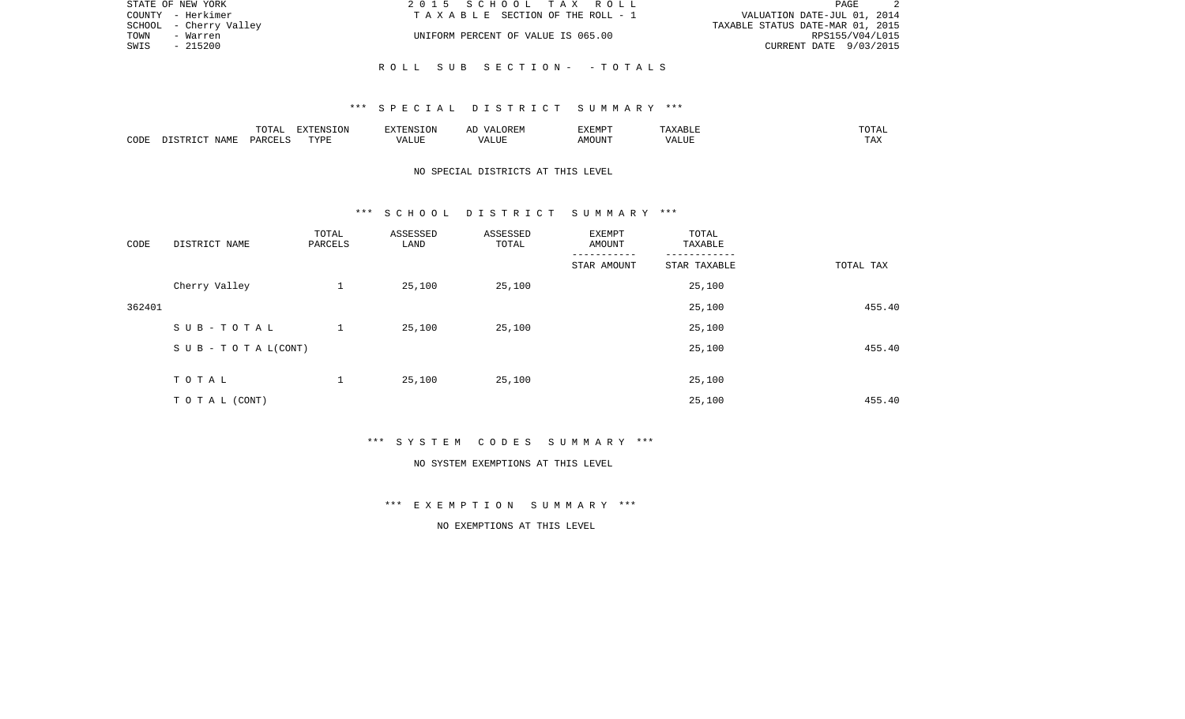STATE OF NEW YORK
COUNTY - Herkimer
SCHOOL - Cherry Valley
TOWN - Warren
SWIS - 215200

2 0 1 5 S C H O O L T A X R O L L
T A X A B L E SECTION OF THE ROLL - 1
UNIFORM PERCENT OF VALUE IS 065.00

VALUATION DATE-JUL 01, 2014
TAXABLE STATUS DATE-MAR 01, 2015
RPS155/V04/L015
CURRENT DATE 9/03/2015

R O L L S U B S E C T I O N - - T O T A L S

\*\*\* S P E C I A L D I S T R I C T S U M M A R Y \*\*\*

| CODE | DISTRICT NAME | TOTAL PARCELS | EXTENSION TYPE | EXTENSION VALUE | AD VALOREM VALUE | EXEMPT AMOUNT | TAXABLE VALUE | TOTAL TAX |
|---|---|---|---|---|---|---|---|---|

NO SPECIAL DISTRICTS AT THIS LEVEL

\*\*\* S C H O O L D I S T R I C T S U M M A R Y \*\*\*

| CODE | DISTRICT NAME | TOTAL PARCELS | ASSESSED LAND | ASSESSED TOTAL | EXEMPT AMOUNT<br>-----------<br>STAR AMOUNT | TOTAL TAXABLE<br>------------<br>STAR TAXABLE | TOTAL TAX |
|---|---|---|---|---|---|---|---|
| | Cherry Valley | 1 | 25,100 | 25,100 | | 25,100 | |
| 362401 | | | | | | 25,100 | 455.40 |
| | S U B - T O T A L | 1 | 25,100 | 25,100 | | 25,100 | |
| | S U B - T O T A L(CONT) | | | | | 25,100 | 455.40 |
| | T O T A L | 1 | 25,100 | 25,100 | | 25,100 | |
| | T O T A L (CONT) | | | | | 25,100 | 455.40 |

\*\*\* S Y S T E M C O D E S S U M M A R Y \*\*\*

NO SYSTEM EXEMPTIONS AT THIS LEVEL

\*\*\* E X E M P T I O N S U M M A R Y \*\*\*

NO EXEMPTIONS AT THIS LEVEL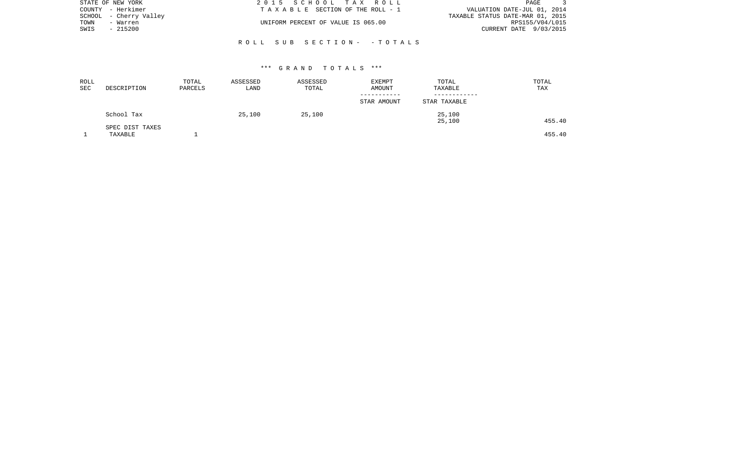STATE OF NEW YORK
COUNTY - Herkimer
SCHOOL - Cherry Valley
TOWN - Warren
SWIS - 215200

2 0 1 5 S C H O O L T A X R O L L
T A X A B L E SECTION OF THE ROLL - 1

UNIFORM PERCENT OF VALUE IS 065.00

VALUATION DATE-JUL 01, 2014
TAXABLE STATUS DATE-MAR 01, 2015
RPS155/V04/L015
CURRENT DATE 9/03/2015

R O L L S U B S E C T I O N - - T O T A L S

*** G R A N D T O T A L S ***

| ROLL SEC | DESCRIPTION | TOTAL PARCELS | ASSESSED LAND | ASSESSED TOTAL | EXEMPT AMOUNT / STAR AMOUNT | TOTAL TAXABLE / STAR TAXABLE | TOTAL TAX |
|---|---|---|---|---|---|---|---|
| | School Tax | | 25,100 | 25,100 | | 25,100 | |
| | | | | | | 25,100 | 455.40 |
| | SPEC DIST TAXES | | | | | | |
| 1 | TAXABLE | 1 | | | | | 455.40 |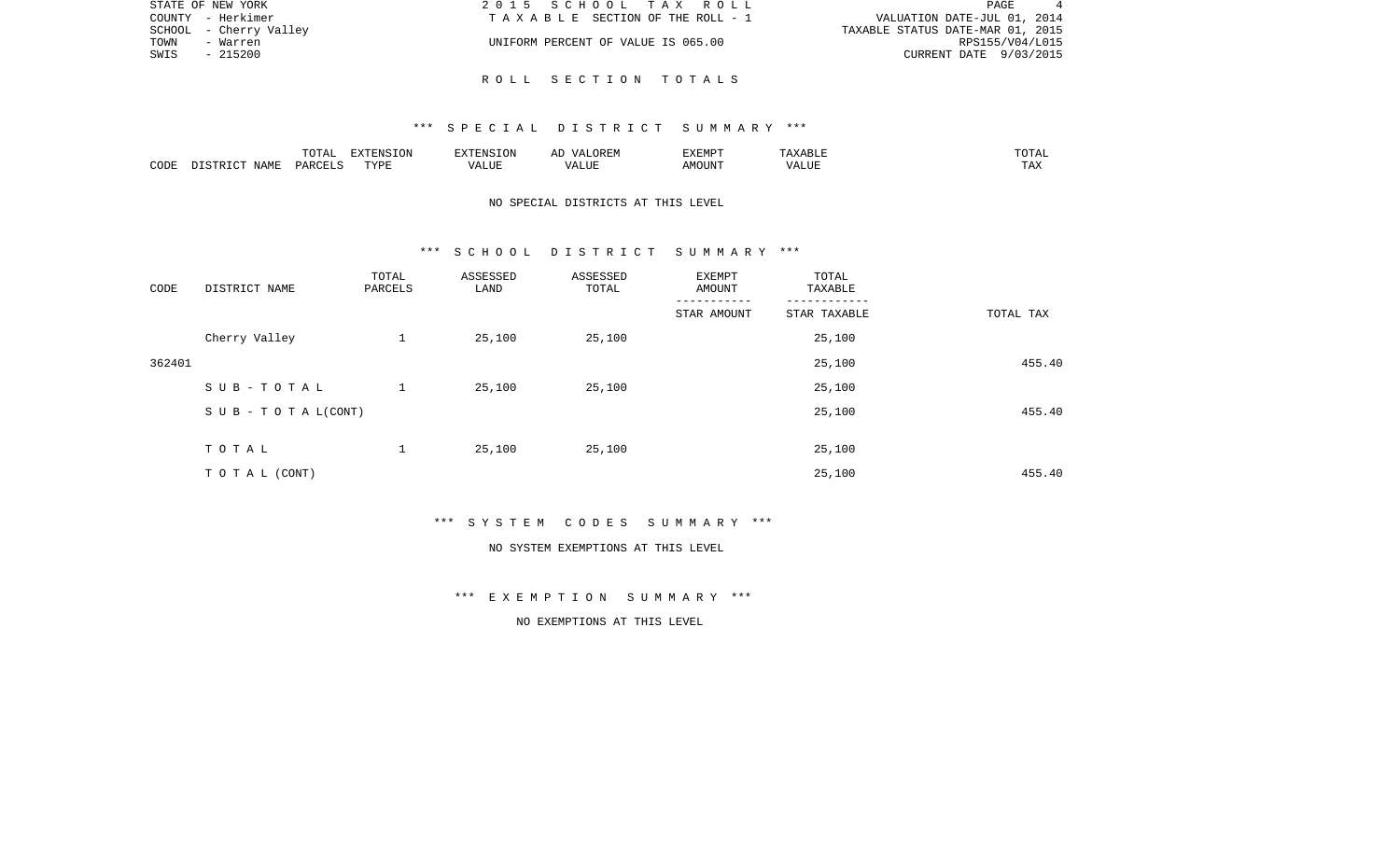## R O L L   S E C T I O N   T O T A L S

### *** S P E C I A L   D I S T R I C T   S U M M A R Y ***

| CODE | DISTRICT NAME | TOTAL PARCELS | EXTENSION TYPE | EXTENSION VALUE | AD VALOREM VALUE | EXEMPT AMOUNT | TAXABLE VALUE | TOTAL TAX |
|---|---|---|---|---|---|---|---|---|

NO SPECIAL DISTRICTS AT THIS LEVEL

### *** S C H O O L   D I S T R I C T   S U M M A R Y ***

| CODE | DISTRICT NAME | TOTAL PARCELS | ASSESSED LAND | ASSESSED TOTAL | EXEMPT AMOUNT / STAR AMOUNT | TOTAL TAXABLE / STAR TAXABLE | TOTAL TAX |
|---|---|---|---|---|---|---|---|
| | Cherry Valley | 1 | 25,100 | 25,100 | | 25,100 | |
| 362401 | | | | | | 25,100 | 455.40 |
| | S U B - T O T A L | 1 | 25,100 | 25,100 | | 25,100 | |
| | S U B - T O T A L(CONT) | | | | | 25,100 | 455.40 |
| | T O T A L | 1 | 25,100 | 25,100 | | 25,100 | |
| | T O T A L (CONT) | | | | | 25,100 | 455.40 |

### *** S Y S T E M   C O D E S   S U M M A R Y ***

NO SYSTEM EXEMPTIONS AT THIS LEVEL

### *** E X E M P T I O N   S U M M A R Y ***

NO EXEMPTIONS AT THIS LEVEL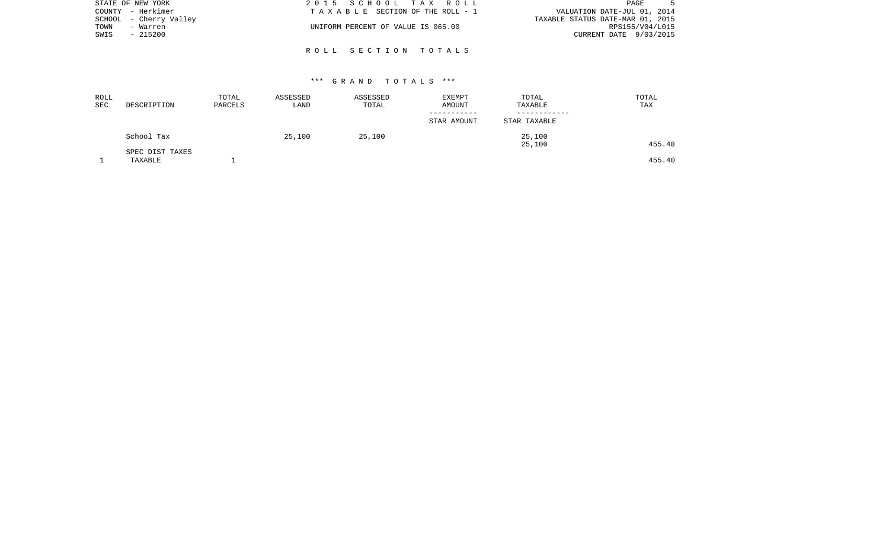STATE OF NEW YORK
COUNTY - Herkimer
SCHOOL - Cherry Valley
TOWN - Warren
SWIS - 215200

2 0 1 5 S C H O O L T A X R O L L
T A X A B L E SECTION OF THE ROLL - 1

UNIFORM PERCENT OF VALUE IS 065.00

VALUATION DATE-JUL 01, 2014
TAXABLE STATUS DATE-MAR 01, 2015
RPS155/V04/L015
CURRENT DATE 9/03/2015

R O L L S E C T I O N T O T A L S

\*\*\* G R A N D T O T A L S \*\*\*

| ROLL SEC | DESCRIPTION | TOTAL PARCELS | ASSESSED LAND | ASSESSED TOTAL | EXEMPT AMOUNT / STAR AMOUNT | TOTAL TAXABLE / STAR TAXABLE | TOTAL TAX |
|---|---|---|---|---|---|---|---|
| | School Tax | | 25,100 | 25,100 | | 25,100 | |
| | | | | | | 25,100 | 455.40 |
| | SPEC DIST TAXES | | | | | | |
| 1 | TAXABLE | 1 | | | | | 455.40 |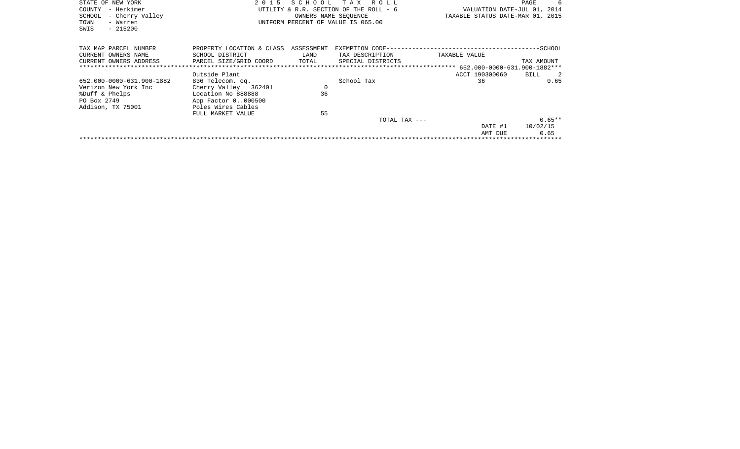STATE OF NEW YORK
COUNTY - Herkimer
SCHOOL - Cherry Valley
TOWN - Warren
SWIS - 215200

2 0 1 5 S C H O O L T A X R O L L
UTILITY & R.R. SECTION OF THE ROLL - 6
OWNERS NAME SEQUENCE
UNIFORM PERCENT OF VALUE IS 065.00

VALUATION DATE-JUL 01, 2014
TAXABLE STATUS DATE-MAR 01, 2015

| TAX MAP PARCEL NUMBER<br>CURRENT OWNERS NAME<br>CURRENT OWNERS ADDRESS | PROPERTY LOCATION & CLASS<br>SCHOOL DISTRICT<br>PARCEL SIZE/GRID COORD | ASSESSMENT<br>LAND<br>TOTAL | EXEMPTION CODE------SCHOOL<br>TAX DESCRIPTION<br>SPECIAL DISTRICTS | TAXABLE VALUE | TAX AMOUNT |
|---|---|---|---|---|---|
| | | | | 652.000-0000-631.900-1882 | |
| | Outside Plant | | | ACCT 190300060 | BILL 2 |
| 652.000-0000-631.900-1882 | 836 Telecom. eq. | | School Tax | 36 | 0.65 |
| Verizon New York Inc | Cherry Valley 362401 | 0 | | | |
| %Duff & Phelps | Location No 888888 | 36 | | | |
| PO Box 2749 | App Factor 0..000500 | | | | |
| Addison, TX 75001 | Poles Wires Cables | | | | |
| | FULL MARKET VALUE | 55 | | | |
| | | | TOTAL TAX --- | | 0.65** |
| | | | | DATE #1 | 10/02/15 |
| | | | | AMT DUE | 0.65 |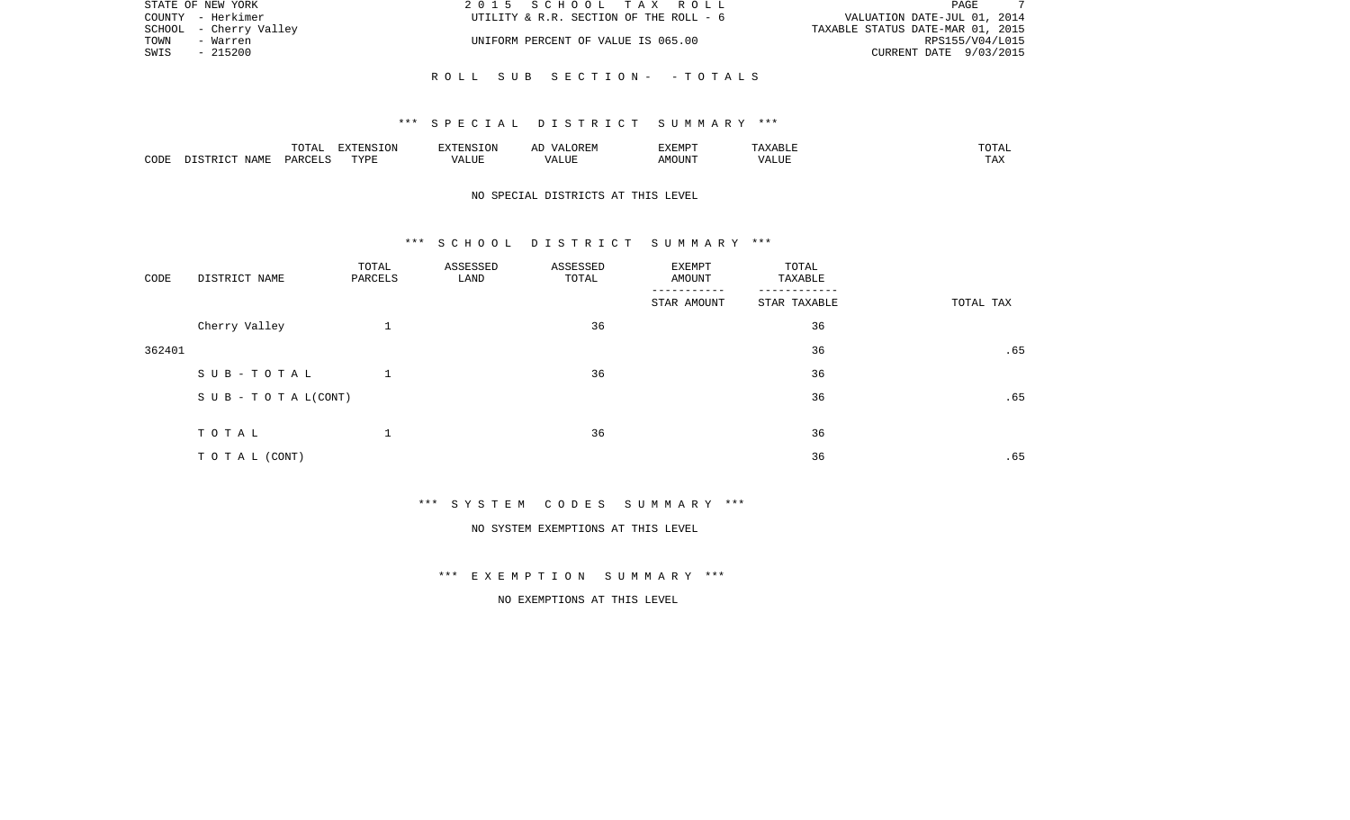STATE OF NEW YORK　　　2 0 1 5　S C H O O L　T A X　R O L L
COUNTY - Herkimer　　　UTILITY & R.R. SECTION OF THE ROLL - 6　　　VALUATION DATE-JUL 01, 2014
SCHOOL - Cherry Valley　　　　　TAXABLE STATUS DATE-MAR 01, 2015
TOWN - Warren　　　UNIFORM PERCENT OF VALUE IS 065.00　　　RPS155/V04/L015
SWIS - 215200　　　　　CURRENT DATE 9/03/2015

R O L L　S U B　S E C T I O N -　- T O T A L S

*** S P E C I A L　D I S T R I C T　S U M M A R Y ***

| CODE | DISTRICT NAME | TOTAL PARCELS | EXTENSION TYPE | EXTENSION VALUE | AD VALOREM VALUE | EXEMPT AMOUNT | TAXABLE VALUE | TOTAL TAX |
|---|---|---|---|---|---|---|---|---|

NO SPECIAL DISTRICTS AT THIS LEVEL

*** S C H O O L　D I S T R I C T　S U M M A R Y ***

| CODE | DISTRICT NAME | TOTAL PARCELS | ASSESSED LAND | ASSESSED TOTAL | EXEMPT AMOUNT / STAR AMOUNT | TOTAL TAXABLE / STAR TAXABLE | TOTAL TAX |
|---|---|---|---|---|---|---|---|
| | Cherry Valley | 1 | | 36 | | 36 | |
| 362401 | | | | | | 36 | .65 |
| | S U B - T O T A L | 1 | | 36 | | 36 | |
| | S U B - T O T A L(CONT) | | | | | 36 | .65 |
| | T O T A L | 1 | | 36 | | 36 | |
| | T O T A L (CONT) | | | | | 36 | .65 |

*** S Y S T E M　C O D E S　S U M M A R Y ***

NO SYSTEM EXEMPTIONS AT THIS LEVEL

*** E X E M P T I O N　S U M M A R Y ***

NO EXEMPTIONS AT THIS LEVEL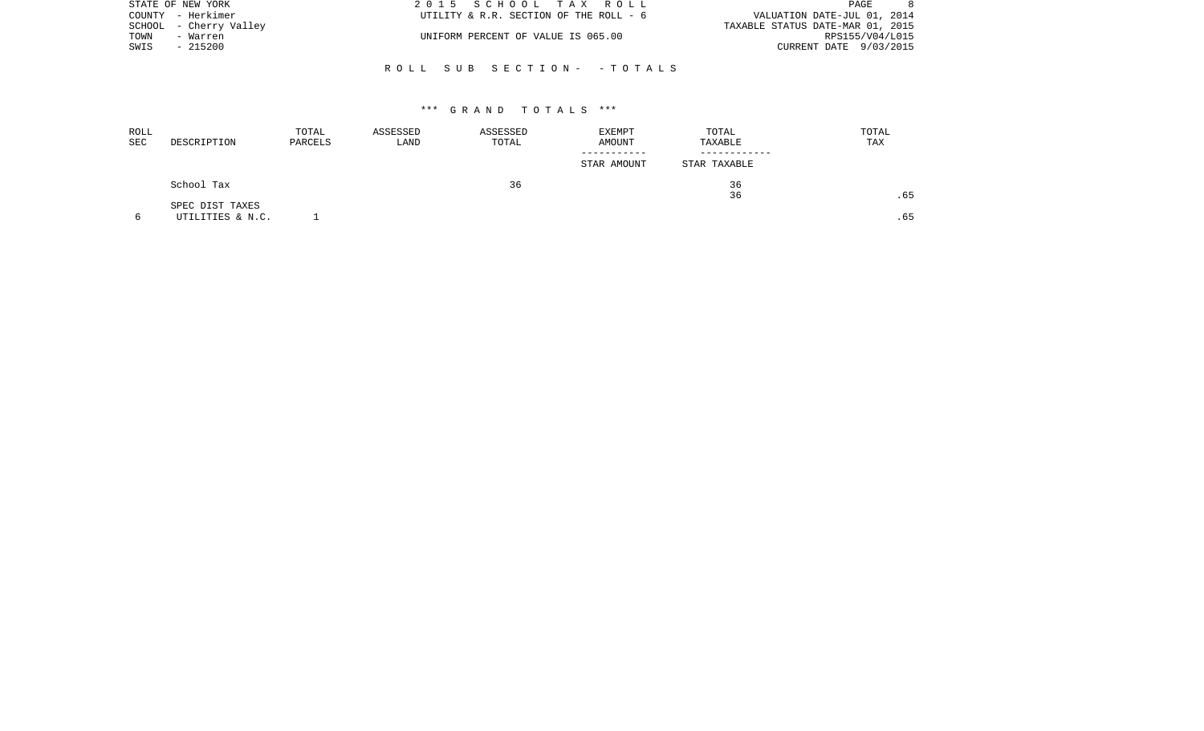STATE OF NEW YORK | 2 0 1 5 S C H O O L T A X R O L L
COUNTY - Herkimer | UTILITY & R.R. SECTION OF THE ROLL - 6 | VALUATION DATE-JUL 01, 2014
SCHOOL - Cherry Valley | TAXABLE STATUS DATE-MAR 01, 2015
TOWN - Warren | UNIFORM PERCENT OF VALUE IS 065.00 | RPS155/V04/L015
SWIS - 215200 | CURRENT DATE 9/03/2015

R O L L S U B S E C T I O N - - T O T A L S

*** G R A N D T O T A L S ***

| ROLL SEC | DESCRIPTION | TOTAL PARCELS | ASSESSED LAND | ASSESSED TOTAL | EXEMPT AMOUNT / STAR AMOUNT | TOTAL TAXABLE / STAR TAXABLE | TOTAL TAX |
|---|---|---|---|---|---|---|---|
| | School Tax | | | 36 | | 36 | |
| | | | | | | 36 | .65 |
| | SPEC DIST TAXES | | | | | | |
| 6 | UTILITIES & N.C. | 1 | | | | | .65 |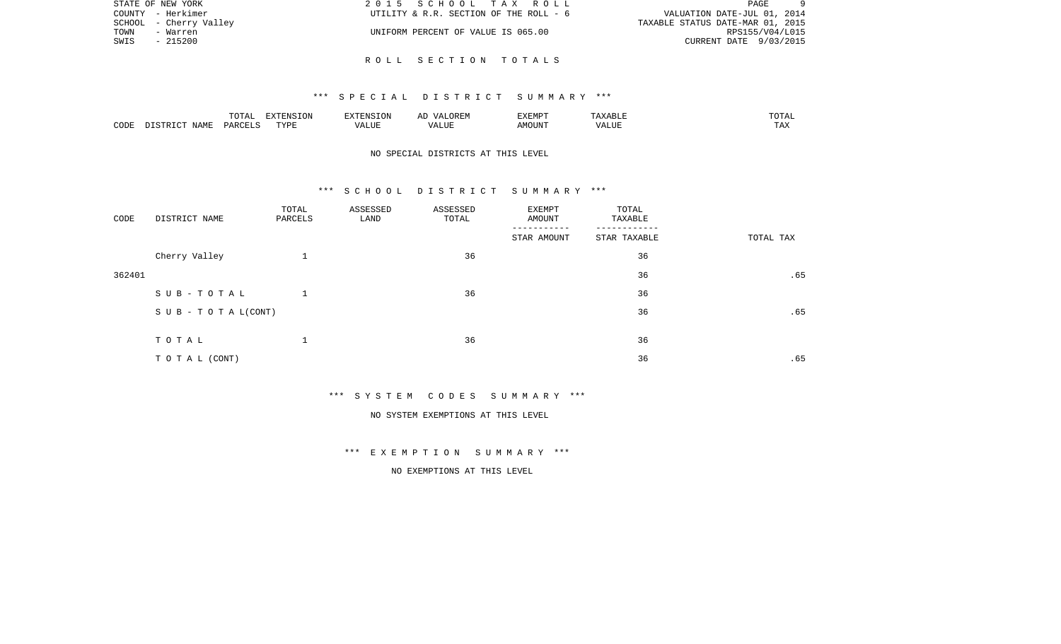STATE OF NEW YORK
COUNTY - Herkimer
SCHOOL - Cherry Valley
TOWN - Warren
SWIS - 215200

2 0 1 5 S C H O O L T A X R O L L
UTILITY & R.R. SECTION OF THE ROLL - 6
UNIFORM PERCENT OF VALUE IS 065.00

VALUATION DATE-JUL 01, 2014
TAXABLE STATUS DATE-MAR 01, 2015
RPS155/V04/L015
CURRENT DATE 9/03/2015

R O L L S E C T I O N T O T A L S

*** S P E C I A L D I S T R I C T S U M M A R Y ***

| CODE | DISTRICT NAME | TOTAL PARCELS | EXTENSION TYPE | EXTENSION VALUE | AD VALOREM VALUE | EXEMPT AMOUNT | TAXABLE VALUE | TOTAL TAX |
|---|---|---|---|---|---|---|---|---|

NO SPECIAL DISTRICTS AT THIS LEVEL

*** S C H O O L D I S T R I C T S U M M A R Y ***

| CODE | DISTRICT NAME | TOTAL PARCELS | ASSESSED LAND | ASSESSED TOTAL | EXEMPT AMOUNT<br>-----------<br>STAR AMOUNT | TOTAL TAXABLE<br>------------<br>STAR TAXABLE | TOTAL TAX |
|---|---|---|---|---|---|---|---|
| | Cherry Valley | 1 | | 36 | | 36 | |
| 362401 | | | | | | 36 | .65 |
| | S U B - T O T A L | 1 | | 36 | | 36 | |
| | S U B - T O T A L(CONT) | | | | | 36 | .65 |
| | T O T A L | 1 | | 36 | | 36 | |
| | T O T A L (CONT) | | | | | 36 | .65 |

*** S Y S T E M C O D E S S U M M A R Y ***

NO SYSTEM EXEMPTIONS AT THIS LEVEL

*** E X E M P T I O N S U M M A R Y ***

NO EXEMPTIONS AT THIS LEVEL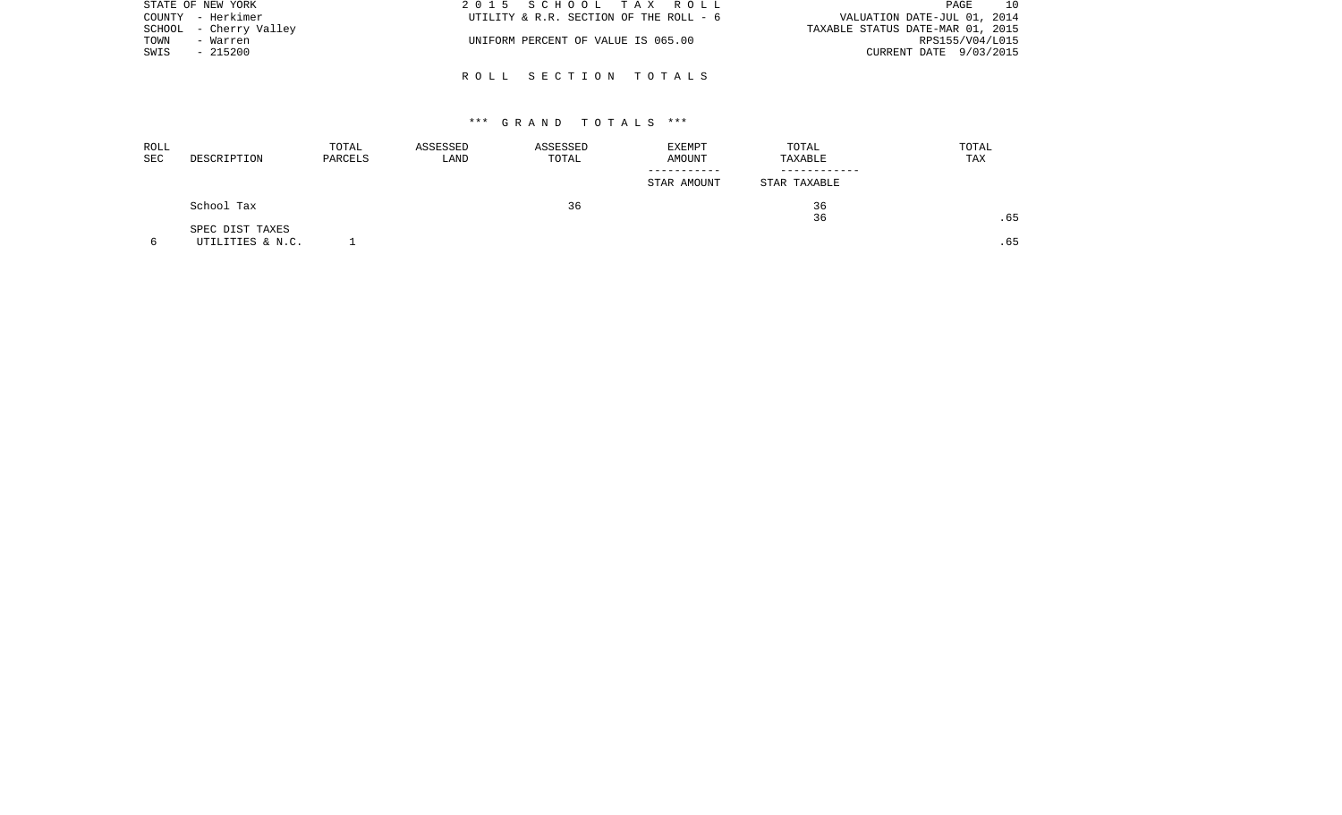STATE OF NEW YORK
COUNTY - Herkimer
SCHOOL - Cherry Valley
TOWN - Warren
SWIS - 215200

2 0 1 5 S C H O O L T A X R O L L
UTILITY & R.R. SECTION OF THE ROLL - 6
UNIFORM PERCENT OF VALUE IS 065.00

VALUATION DATE-JUL 01, 2014
TAXABLE STATUS DATE-MAR 01, 2015
RPS155/V04/L015
CURRENT DATE 9/03/2015

## R O L L S E C T I O N T O T A L S

### *** G R A N D T O T A L S ***

| ROLL SEC | DESCRIPTION | TOTAL PARCELS | ASSESSED LAND | ASSESSED TOTAL | EXEMPT AMOUNT / STAR AMOUNT | TOTAL TAXABLE / STAR TAXABLE | TOTAL TAX |
|---|---|---|---|---|---|---|---|
| | School Tax | | | 36 | | 36 | |
| | | | | | | 36 | .65 |
| | SPEC DIST TAXES | | | | | | |
| 6 | UTILITIES & N.C. | 1 | | | | | .65 |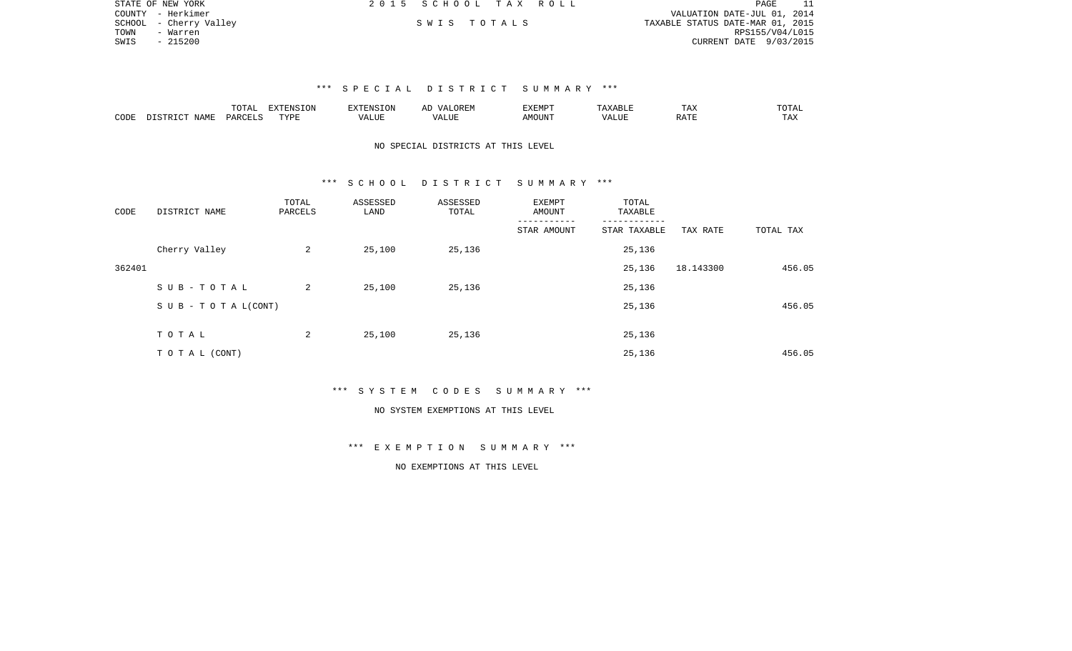STATE OF NEW YORK
COUNTY - Herkimer
SCHOOL - Cherry Valley
TOWN - Warren
SWIS - 215200

2 0 1 5 S C H O O L T A X R O L L

S W I S T O T A L S

VALUATION DATE-JUL 01, 2014
TAXABLE STATUS DATE-MAR 01, 2015
RPS155/V04/L015
CURRENT DATE 9/03/2015

### *** S P E C I A L D I S T R I C T S U M M A R Y ***

| CODE | DISTRICT NAME | TOTAL PARCELS | EXTENSION TYPE | EXTENSION VALUE | AD VALOREM VALUE | EXEMPT AMOUNT | TAXABLE VALUE | TAX RATE | TOTAL TAX |
|---|---|---|---|---|---|---|---|---|---|

NO SPECIAL DISTRICTS AT THIS LEVEL

### *** S C H O O L D I S T R I C T S U M M A R Y ***

| CODE | DISTRICT NAME | TOTAL PARCELS | ASSESSED LAND | ASSESSED TOTAL | EXEMPT AMOUNT / STAR AMOUNT | TOTAL TAXABLE / STAR TAXABLE | TAX RATE | TOTAL TAX |
|---|---|---|---|---|---|---|---|---|
| | Cherry Valley | 2 | 25,100 | 25,136 | | 25,136 | | |
| 362401 | | | | | | 25,136 | 18.143300 | 456.05 |
| | S U B - T O T A L | 2 | 25,100 | 25,136 | | 25,136 | | |
| | S U B - T O T A L(CONT) | | | | | 25,136 | | 456.05 |
| | T O T A L | 2 | 25,100 | 25,136 | | 25,136 | | |
| | T O T A L (CONT) | | | | | 25,136 | | 456.05 |

### *** S Y S T E M C O D E S S U M M A R Y ***

NO SYSTEM EXEMPTIONS AT THIS LEVEL

### *** E X E M P T I O N S U M M A R Y ***

NO EXEMPTIONS AT THIS LEVEL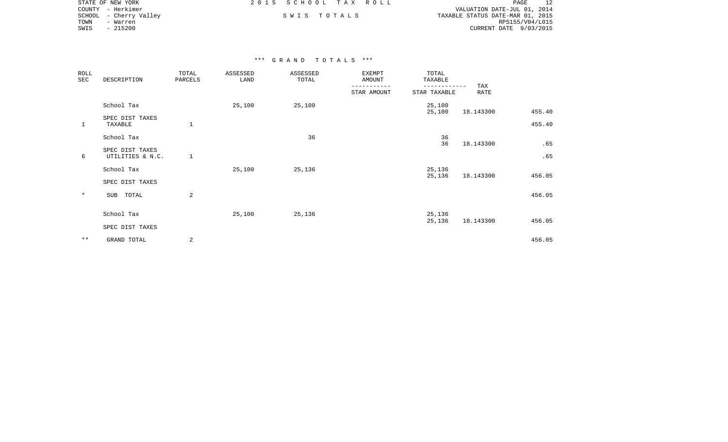STATE OF NEW YORK
COUNTY - Herkimer
SCHOOL - Cherry Valley
TOWN - Warren
SWIS - 215200

2 0 1 5 S C H O O L T A X R O L L

S W I S T O T A L S

VALUATION DATE-JUL 01, 2014
TAXABLE STATUS DATE-MAR 01, 2015
RPS155/V04/L015
CURRENT DATE 9/03/2015

\*\*\* G R A N D T O T A L S \*\*\*

| ROLL SEC | DESCRIPTION | TOTAL PARCELS | ASSESSED LAND | ASSESSED TOTAL | EXEMPT AMOUNT / STAR AMOUNT | TOTAL TAXABLE / STAR TAXABLE | TAX RATE | |
|---|---|---|---|---|---|---|---|---|
| | School Tax | | 25,100 | 25,100 | | 25,100 | | |
| | | | | | | 25,100 | 18.143300 | 455.40 |
| | SPEC DIST TAXES | | | | | | | |
| 1 | TAXABLE | 1 | | | | | | 455.40 |
| | School Tax | | | 36 | | 36 | | |
| | | | | | | 36 | 18.143300 | .65 |
| | SPEC DIST TAXES | | | | | | | |
| 6 | UTILITIES & N.C. | 1 | | | | | | .65 |
| | School Tax | | 25,100 | 25,136 | | 25,136 | | |
| | | | | | | 25,136 | 18.143300 | 456.05 |
| | SPEC DIST TAXES | | | | | | | |
| * | SUB TOTAL | 2 | | | | | | 456.05 |
| | School Tax | | 25,100 | 25,136 | | 25,136 | | |
| | | | | | | 25,136 | 18.143300 | 456.05 |
| | SPEC DIST TAXES | | | | | | | |
| ** | GRAND TOTAL | 2 | | | | | | 456.05 |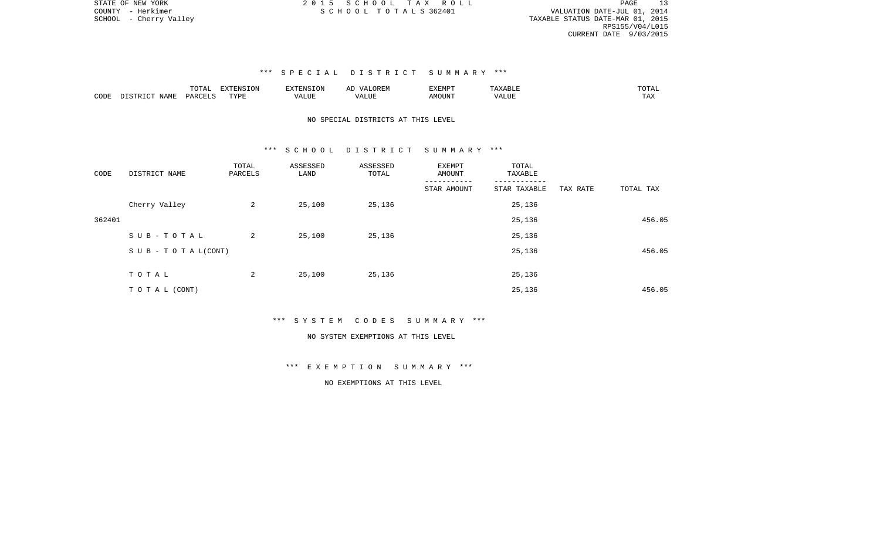STATE OF NEW YORK
COUNTY - Herkimer
SCHOOL - Cherry Valley

2 0 1 5 S C H O O L T A X R O L L
S C H O O L T O T A L S 362401

VALUATION DATE-JUL 01, 2014
TAXABLE STATUS DATE-MAR 01, 2015
RPS155/V04/L015
CURRENT DATE 9/03/2015

### *** S P E C I A L D I S T R I C T S U M M A R Y ***

| CODE | DISTRICT NAME | TOTAL PARCELS | EXTENSION TYPE | EXTENSION VALUE | AD VALOREM VALUE | EXEMPT AMOUNT | TAXABLE VALUE | TOTAL TAX |
|---|---|---|---|---|---|---|---|---|

NO SPECIAL DISTRICTS AT THIS LEVEL

### *** S C H O O L D I S T R I C T S U M M A R Y ***

| CODE | DISTRICT NAME | TOTAL PARCELS | ASSESSED LAND | ASSESSED TOTAL | EXEMPT AMOUNT / STAR AMOUNT | TOTAL TAXABLE / STAR TAXABLE | TAX RATE | TOTAL TAX |
|---|---|---|---|---|---|---|---|---|
| | Cherry Valley | 2 | 25,100 | 25,136 | | 25,136 | | |
| 362401 | | | | | | 25,136 | | 456.05 |
| | S U B - T O T A L | 2 | 25,100 | 25,136 | | 25,136 | | |
| | S U B - T O T A L(CONT) | | | | | 25,136 | | 456.05 |
| | T O T A L | 2 | 25,100 | 25,136 | | 25,136 | | |
| | T O T A L (CONT) | | | | | 25,136 | | 456.05 |

### *** S Y S T E M C O D E S S U M M A R Y ***

NO SYSTEM EXEMPTIONS AT THIS LEVEL

### *** E X E M P T I O N S U M M A R Y ***

NO EXEMPTIONS AT THIS LEVEL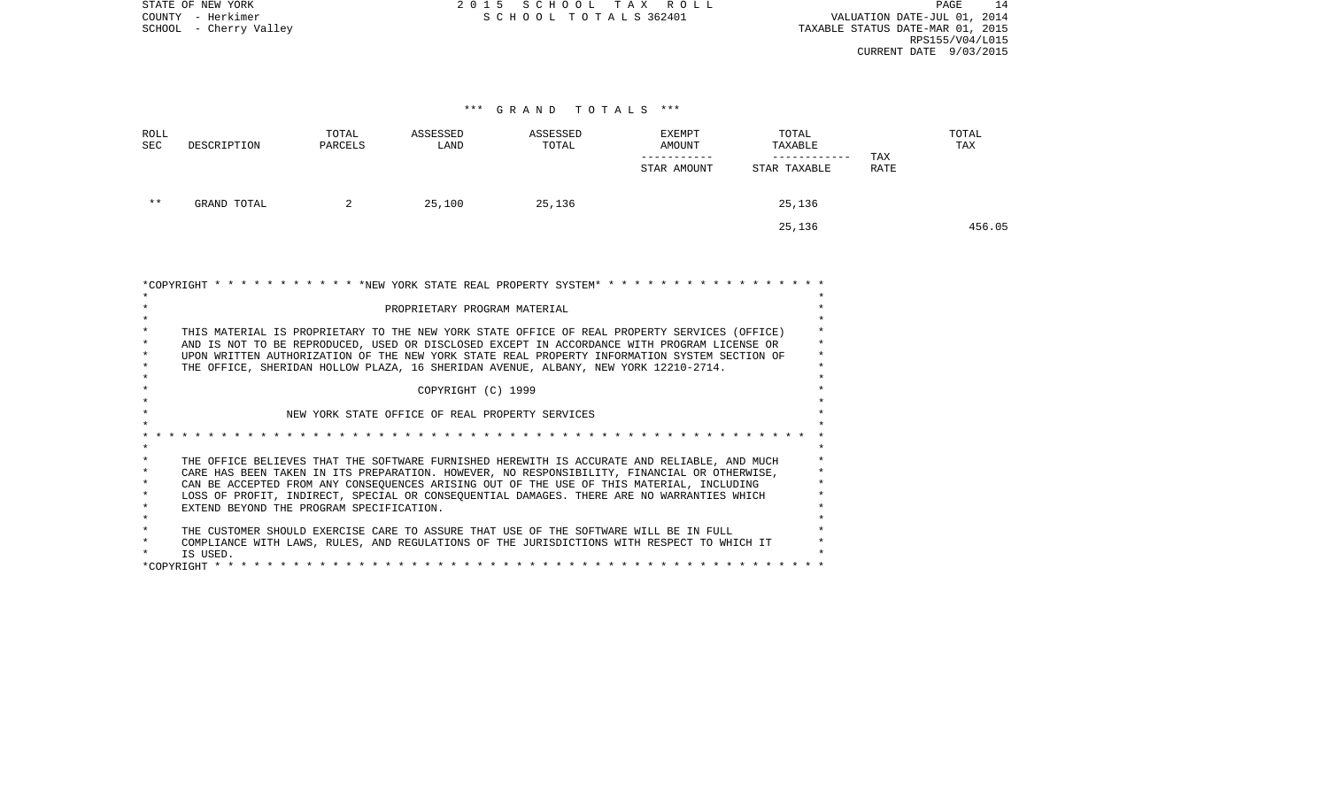STATE OF NEW YORK
COUNTY - Herkimer
SCHOOL - Cherry Valley

2 0 1 5 S C H O O L T A X R O L L
S C H O O L T O T A L S 362401

VALUATION DATE-JUL 01, 2014
TAXABLE STATUS DATE-MAR 01, 2015
RPS155/V04/L015
CURRENT DATE 9/03/2015

\*\*\* G R A N D T O T A L S \*\*\*

| ROLL SEC | DESCRIPTION | TOTAL PARCELS | ASSESSED LAND | ASSESSED TOTAL | EXEMPT AMOUNT / STAR AMOUNT | TOTAL TAXABLE / STAR TAXABLE | TAX RATE | TOTAL TAX |
|---|---|---|---|---|---|---|---|---|
| ** | GRAND TOTAL | 2 | 25,100 | 25,136 | | 25,136 | | |
| | | | | | | 25,136 | | 456.05 |

```
*COPYRIGHT * * * * * * * * * * * *NEW YORK STATE REAL PROPERTY SYSTEM* * * * * * * * * * * * * * * * * *
*                                                                                                        *
*                                   PROPRIETARY PROGRAM MATERIAL                                         *
*                                                                                                        *
*     THIS MATERIAL IS PROPRIETARY TO THE NEW YORK STATE OFFICE OF REAL PROPERTY SERVICES (OFFICE)       *
*     AND IS NOT TO BE REPRODUCED, USED OR DISCLOSED EXCEPT IN ACCORDANCE WITH PROGRAM LICENSE OR        *
*     UPON WRITTEN AUTHORIZATION OF THE NEW YORK STATE REAL PROPERTY INFORMATION SYSTEM SECTION OF       *
*     THE OFFICE, SHERIDAN HOLLOW PLAZA, 16 SHERIDAN AVENUE, ALBANY, NEW YORK 12210-2714.                *
*                                                                                                        *
*                                       COPYRIGHT (C) 1999                                               *
*                                                                                                        *
*                       NEW YORK STATE OFFICE OF REAL PROPERTY SERVICES                                  *
*                                                                                                        *
* * * * * * * * * * * * * * * * * * * * * * * * * * * * * * * * * * * * * * * * * * * * * * * * * * * *
*                                                                                                        *
*     THE OFFICE BELIEVES THAT THE SOFTWARE FURNISHED HEREWITH IS ACCURATE AND RELIABLE, AND MUCH         *
*     CARE HAS BEEN TAKEN IN ITS PREPARATION. HOWEVER, NO RESPONSIBILITY, FINANCIAL OR OTHERWISE,        *
*     CAN BE ACCEPTED FROM ANY CONSEQUENCES ARISING OUT OF THE USE OF THIS MATERIAL, INCLUDING           *
*     LOSS OF PROFIT, INDIRECT, SPECIAL OR CONSEQUENTIAL DAMAGES. THERE ARE NO WARRANTIES WHICH          *
*     EXTEND BEYOND THE PROGRAM SPECIFICATION.                                                           *
*                                                                                                        *
*     THE CUSTOMER SHOULD EXERCISE CARE TO ASSURE THAT USE OF THE SOFTWARE WILL BE IN FULL               *
*     COMPLIANCE WITH LAWS, RULES, AND REGULATIONS OF THE JURISDICTIONS WITH RESPECT TO WHICH IT         *
*     IS USED.                                                                                           *
*COPYRIGHT * * * * * * * * * * * * * * * * * * * * * * * * * * * * * * * * * * * * * * * * * * * * * *
```